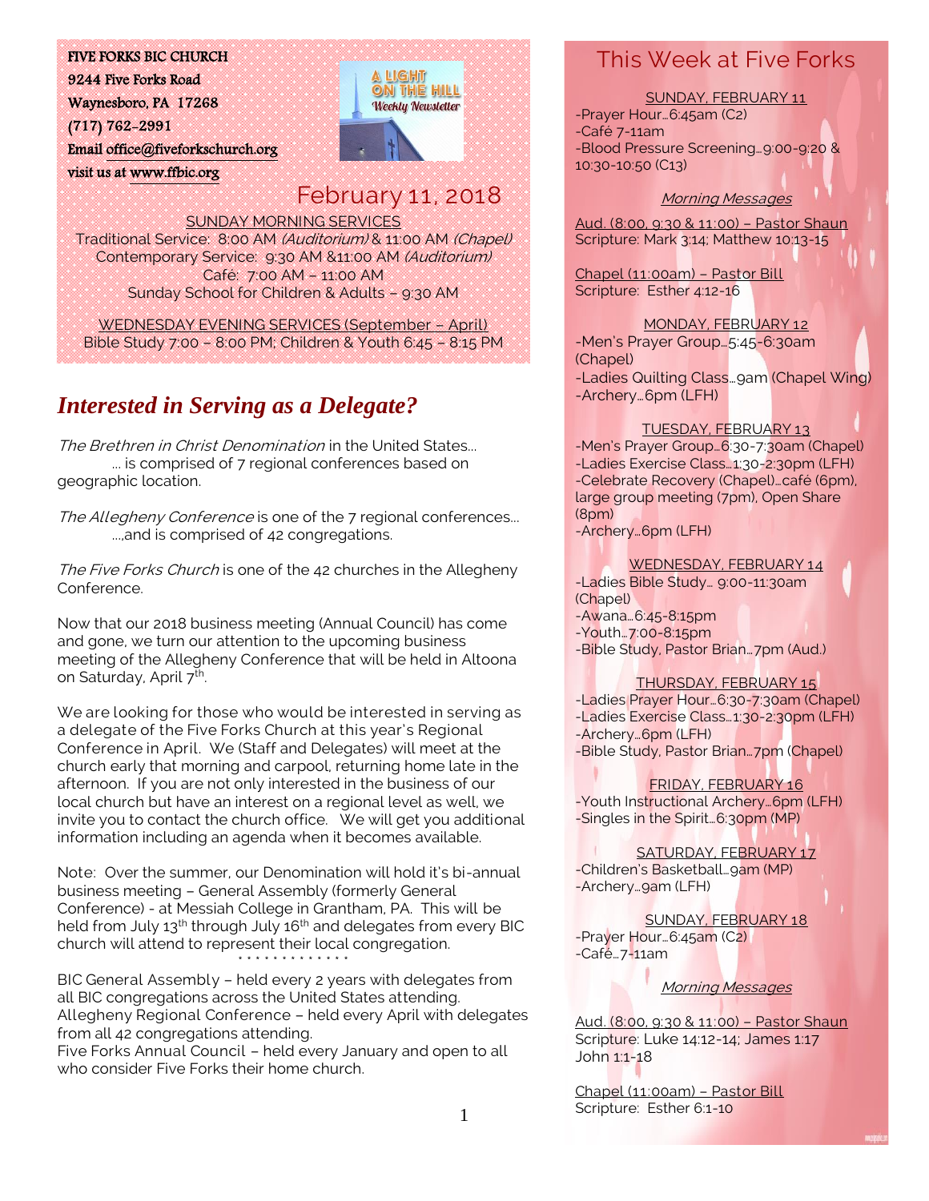**FIVE FORKS BIC CHURCH**
9244 Five Forks Road
Waynesboro, PA 17268
(717) 762-2991
Email office@fiveforkschurch.org
visit us at www.ffbic.org

A LIGHT ON THE HILL
*Weekly Newsletter*

## February 11, 2018

SUNDAY MORNING SERVICES
Traditional Service: 8:00 AM *(Auditorium)* & 11:00 AM *(Chapel)*
Contemporary Service: 9:30 AM &11:00 AM *(Auditorium)*
Café: 7:00 AM – 11:00 AM
Sunday School for Children & Adults – 9:30 AM

WEDNESDAY EVENING SERVICES (September – April)
Bible Study 7:00 – 8:00 PM; Children & Youth 6:45 – 8:15 PM

## *Interested in Serving as a Delegate?*

*The Brethren in Christ Denomination* in the United States…
… is comprised of 7 regional conferences based on geographic location.

*The Allegheny Conference* is one of the 7 regional conferences…
…,and is comprised of 42 congregations.

*The Five Forks Church* is one of the 42 churches in the Allegheny Conference.

Now that our 2018 business meeting (Annual Council) has come and gone, we turn our attention to the upcoming business meeting of the Allegheny Conference that will be held in Altoona on Saturday, April 7th.

We are looking for those who would be interested in serving as a delegate of the Five Forks Church at this year's Regional Conference in April. We (Staff and Delegates) will meet at the church early that morning and carpool, returning home late in the afternoon. If you are not only interested in the business of our local church but have an interest on a regional level as well, we invite you to contact the church office. We will get you additional information including an agenda when it becomes available.

Note: Over the summer, our Denomination will hold it's bi-annual business meeting – General Assembly (formerly General Conference) - at Messiah College in Grantham, PA. This will be held from July 13th through July 16th and delegates from every BIC church will attend to represent their local congregation.

\* \* \* \* \* \* \* \* \* \* \* \* \*

BIC General Assembly – held every 2 years with delegates from all BIC congregations across the United States attending.
Allegheny Regional Conference – held every April with delegates from all 42 congregations attending.
Five Forks Annual Council – held every January and open to all who consider Five Forks their home church.

## This Week at Five Forks

SUNDAY, FEBRUARY 11
-Prayer Hour…6:45am (C2)
-Café 7-11am
-Blood Pressure Screening…9:00-9:20 & 10:30-10:50 (C13)

*Morning Messages*

Aud. (8:00, 9:30 & 11:00) – Pastor Shaun
Scripture: Mark 3:14; Matthew 10:13-15

Chapel (11:00am) – Pastor Bill
Scripture: Esther 4:12-16

MONDAY, FEBRUARY 12
-Men's Prayer Group…5:45-6:30am (Chapel)
-Ladies Quilting Class…9am (Chapel Wing)
-Archery…6pm (LFH)

TUESDAY, FEBRUARY 13
-Men's Prayer Group…6:30-7:30am (Chapel)
-Ladies Exercise Class…1:30-2:30pm (LFH)
-Celebrate Recovery (Chapel)…café (6pm), large group meeting (7pm), Open Share (8pm)
-Archery…6pm (LFH)

WEDNESDAY, FEBRUARY 14
-Ladies Bible Study… 9:00-11:30am (Chapel)
-Awana…6:45-8:15pm
-Youth…7:00-8:15pm
-Bible Study, Pastor Brian…7pm (Aud.)

THURSDAY, FEBRUARY 15
-Ladies Prayer Hour…6:30-7:30am (Chapel)
-Ladies Exercise Class…1:30-2:30pm (LFH)
-Archery…6pm (LFH)
-Bible Study, Pastor Brian…7pm (Chapel)

FRIDAY, FEBRUARY 16
-Youth Instructional Archery…6pm (LFH)
-Singles in the Spirit…6:30pm (MP)

SATURDAY, FEBRUARY 17
-Children's Basketball…9am (MP)
-Archery…9am (LFH)

SUNDAY, FEBRUARY 18
-Prayer Hour…6:45am (C2)
-Café…7-11am

*Morning Messages*

Aud. (8:00, 9:30 & 11:00) – Pastor Shaun
Scripture: Luke 14:12-14; James 1:17
John 1:1-18

Chapel (11:00am) – Pastor Bill
Scripture: Esther 6:1-10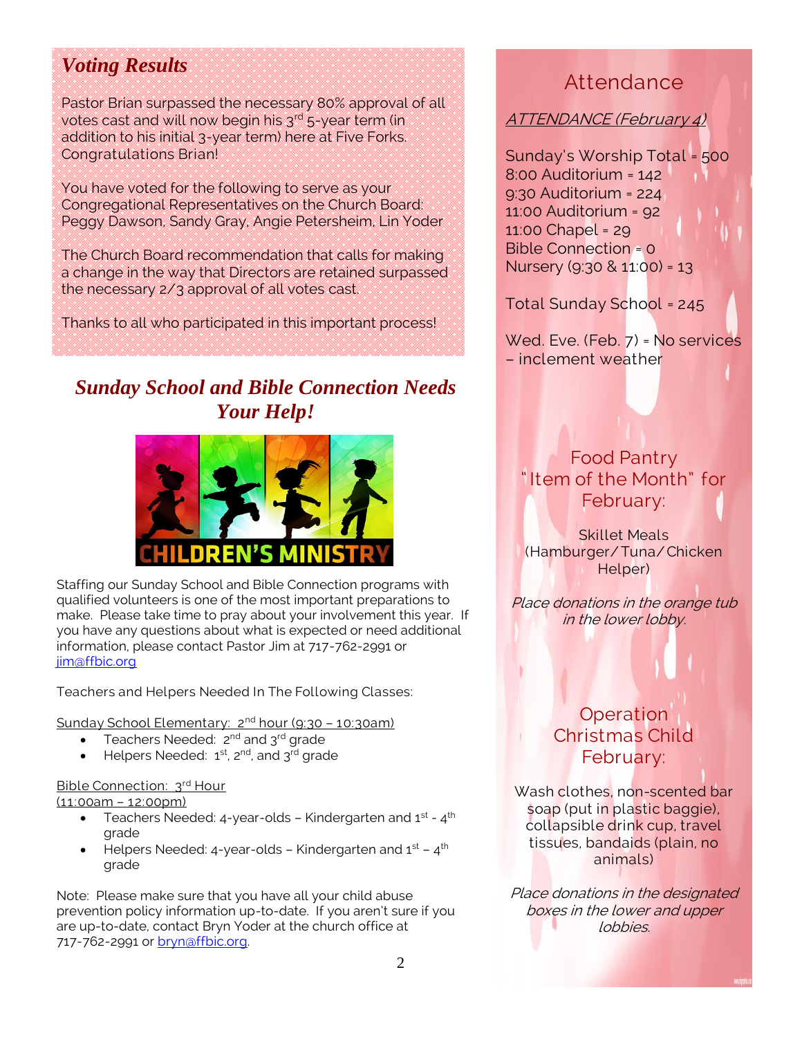## *Voting Results*

Pastor Brian surpassed the necessary 80% approval of all votes cast and will now begin his 3rd 5-year term (in addition to his initial 3-year term) here at Five Forks. Congratulations Brian!

You have voted for the following to serve as your Congregational Representatives on the Church Board: Peggy Dawson, Sandy Gray, Angie Petersheim, Lin Yoder

The Church Board recommendation that calls for making a change in the way that Directors are retained surpassed the necessary 2/3 approval of all votes cast.

Thanks to all who participated in this important process!

## *Sunday School and Bible Connection Needs Your Help!*

CHILDREN'S MINISTRY

Staffing our Sunday School and Bible Connection programs with qualified volunteers is one of the most important preparations to make. Please take time to pray about your involvement this year. If you have any questions about what is expected or need additional information, please contact Pastor Jim at 717-762-2991 or jim@ffbic.org

Teachers and Helpers Needed In The Following Classes:

Sunday School Elementary: 2nd hour (9:30 – 10:30am)

- Teachers Needed: 2nd and 3rd grade
- Helpers Needed: 1st, 2nd, and 3rd grade

Bible Connection: 3rd Hour (11:00am – 12:00pm)

- Teachers Needed: 4-year-olds – Kindergarten and 1st - 4th grade
- Helpers Needed: 4-year-olds – Kindergarten and 1st – 4th grade

Note: Please make sure that you have all your child abuse prevention policy information up-to-date. If you aren't sure if you are up-to-date, contact Bryn Yoder at the church office at 717-762-2991 or bryn@ffbic.org.

## Attendance

ATTENDANCE (February 4)

Sunday's Worship Total = 500
8:00 Auditorium = 142
9:30 Auditorium = 224
11:00 Auditorium = 92
11:00 Chapel = 29
Bible Connection = 0
Nursery (9:30 & 11:00) = 13

Total Sunday School = 245

Wed. Eve. (Feb. 7) = No services – inclement weather

## Food Pantry "Item of the Month" for February:

Skillet Meals (Hamburger/Tuna/Chicken Helper)

*Place donations in the orange tub in the lower lobby.*

## Operation Christmas Child February:

Wash clothes, non-scented bar soap (put in plastic baggie), collapsible drink cup, travel tissues, bandaids (plain, no animals)

*Place donations in the designated boxes in the lower and upper lobbies.*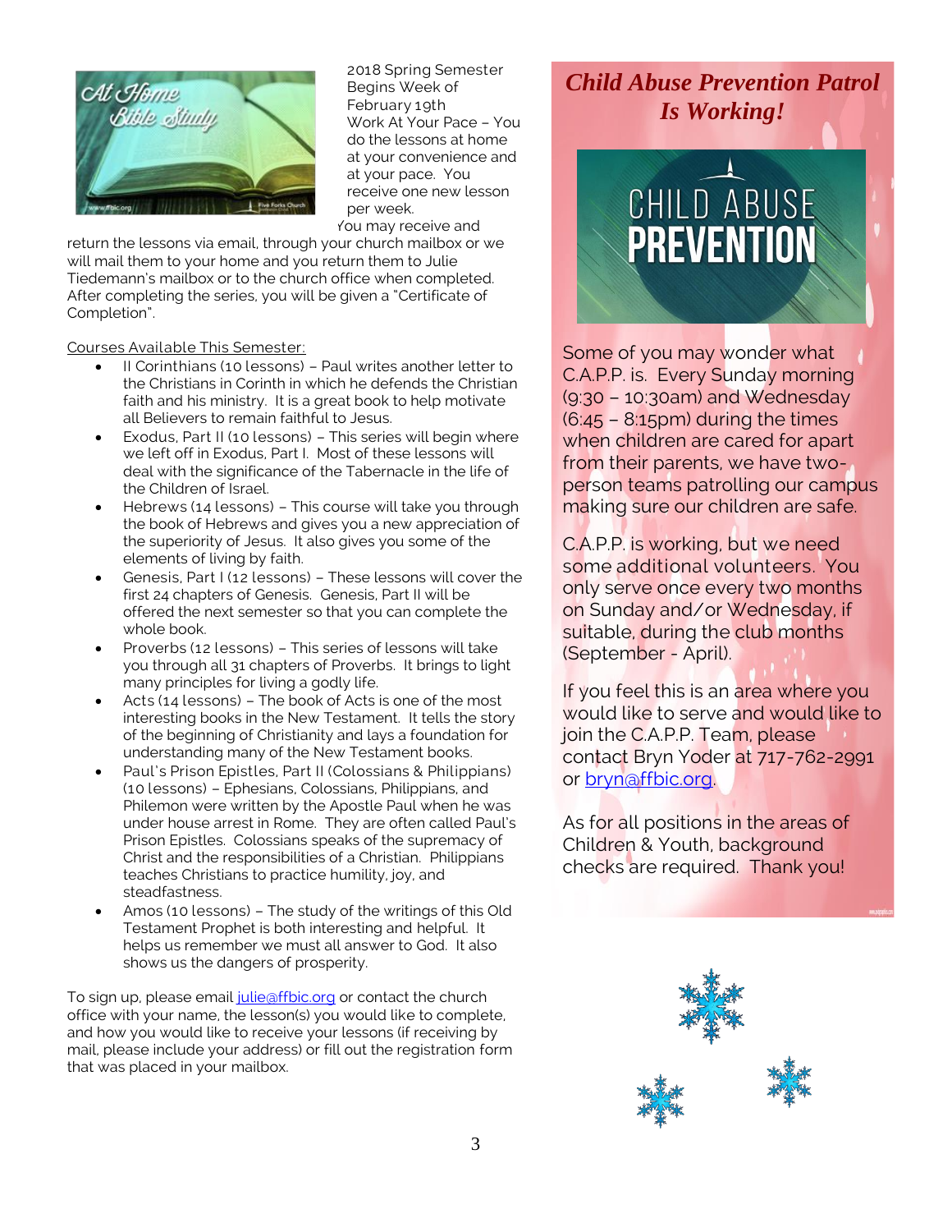2018 Spring Semester Begins Week of February 19th

Work At Your Pace – You do the lessons at home at your convenience and at your pace. You receive one new lesson per week. You may receive and return the lessons via email, through your church mailbox or we will mail them to your home and you return them to Julie Tiedemann's mailbox or to the church office when completed. After completing the series, you will be given a "Certificate of Completion".

Courses Available This Semester:

- II Corinthians (10 lessons) – Paul writes another letter to the Christians in Corinth in which he defends the Christian faith and his ministry. It is a great book to help motivate all Believers to remain faithful to Jesus.
- Exodus, Part II (10 lessons) – This series will begin where we left off in Exodus, Part I. Most of these lessons will deal with the significance of the Tabernacle in the life of the Children of Israel.
- Hebrews (14 lessons) – This course will take you through the book of Hebrews and gives you a new appreciation of the superiority of Jesus. It also gives you some of the elements of living by faith.
- Genesis, Part I (12 lessons) – These lessons will cover the first 24 chapters of Genesis. Genesis, Part II will be offered the next semester so that you can complete the whole book.
- Proverbs (12 lessons) – This series of lessons will take you through all 31 chapters of Proverbs. It brings to light many principles for living a godly life.
- Acts (14 lessons) – The book of Acts is one of the most interesting books in the New Testament. It tells the story of the beginning of Christianity and lays a foundation for understanding many of the New Testament books.
- Paul's Prison Epistles, Part II (Colossians & Philippians) (10 lessons) – Ephesians, Colossians, Philippians, and Philemon were written by the Apostle Paul when he was under house arrest in Rome. They are often called Paul's Prison Epistles. Colossians speaks of the supremacy of Christ and the responsibilities of a Christian. Philippians teaches Christians to practice humility, joy, and steadfastness.
- Amos (10 lessons) – The study of the writings of this Old Testament Prophet is both interesting and helpful. It helps us remember we must all answer to God. It also shows us the dangers of prosperity.

To sign up, please email julie@ffbic.org or contact the church office with your name, the lesson(s) you would like to complete, and how you would like to receive your lessons (if receiving by mail, please include your address) or fill out the registration form that was placed in your mailbox.

## *Child Abuse Prevention Patrol Is Working!*

Some of you may wonder what C.A.P.P. is. Every Sunday morning (9:30 – 10:30am) and Wednesday (6:45 – 8:15pm) during the times when children are cared for apart from their parents, we have two-person teams patrolling our campus making sure our children are safe.

C.A.P.P. is working, but we need some additional volunteers. You only serve once every two months on Sunday and/or Wednesday, if suitable, during the club months (September - April).

If you feel this is an area where you would like to serve and would like to join the C.A.P.P. Team, please contact Bryn Yoder at 717-762-2991 or bryn@ffbic.org.

As for all positions in the areas of Children & Youth, background checks are required. Thank you!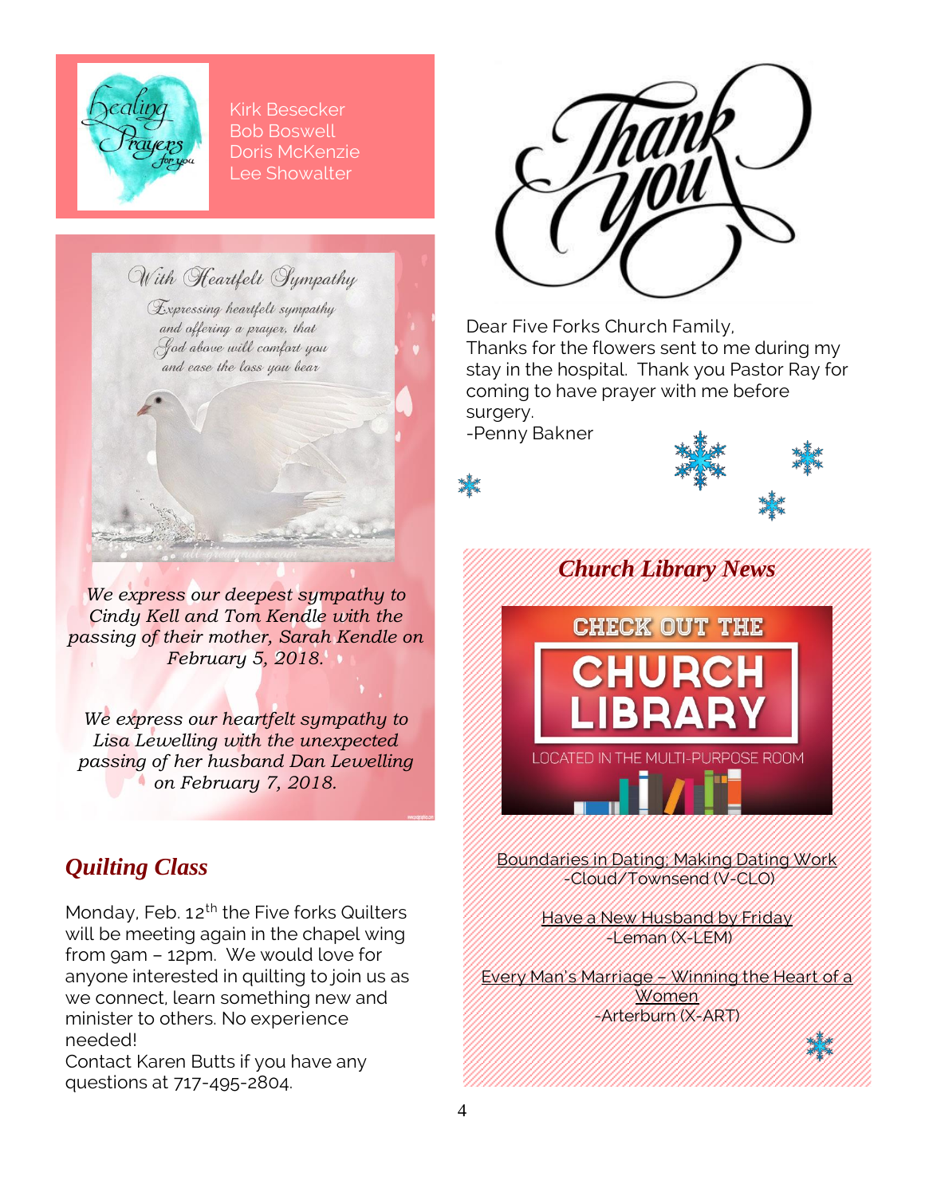Healing Prayers for you

Kirk Besecker
Bob Boswell
Doris McKenzie
Lee Showalter

With Heartfelt Sympathy

Expressing heartfelt sympathy and offering a prayer, that God above will comfort you and ease the loss you bear

*We express our deepest sympathy to Cindy Kell and Tom Kendle with the passing of their mother, Sarah Kendle on February 5, 2018.*

*We express our heartfelt sympathy to Lisa Lewelling with the unexpected passing of her husband Dan Lewelling on February 7, 2018.*

## Quilting Class

Monday, Feb. 12th the Five forks Quilters will be meeting again in the chapel wing from 9am – 12pm. We would love for anyone interested in quilting to join us as we connect, learn something new and minister to others. No experience needed!
Contact Karen Butts if you have any questions at 717-495-2804.

Thank you

Dear Five Forks Church Family,
Thanks for the flowers sent to me during my stay in the hospital. Thank you Pastor Ray for coming to have prayer with me before surgery.
-Penny Bakner

## Church Library News

CHECK OUT THE CHURCH LIBRARY
LOCATED IN THE MULTI-PURPOSE ROOM

Boundaries in Dating: Making Dating Work
-Cloud/Townsend (V-CLO)

Have a New Husband by Friday
-Leman (X-LEM)

Every Man's Marriage – Winning the Heart of a Women
-Arterburn (X-ART)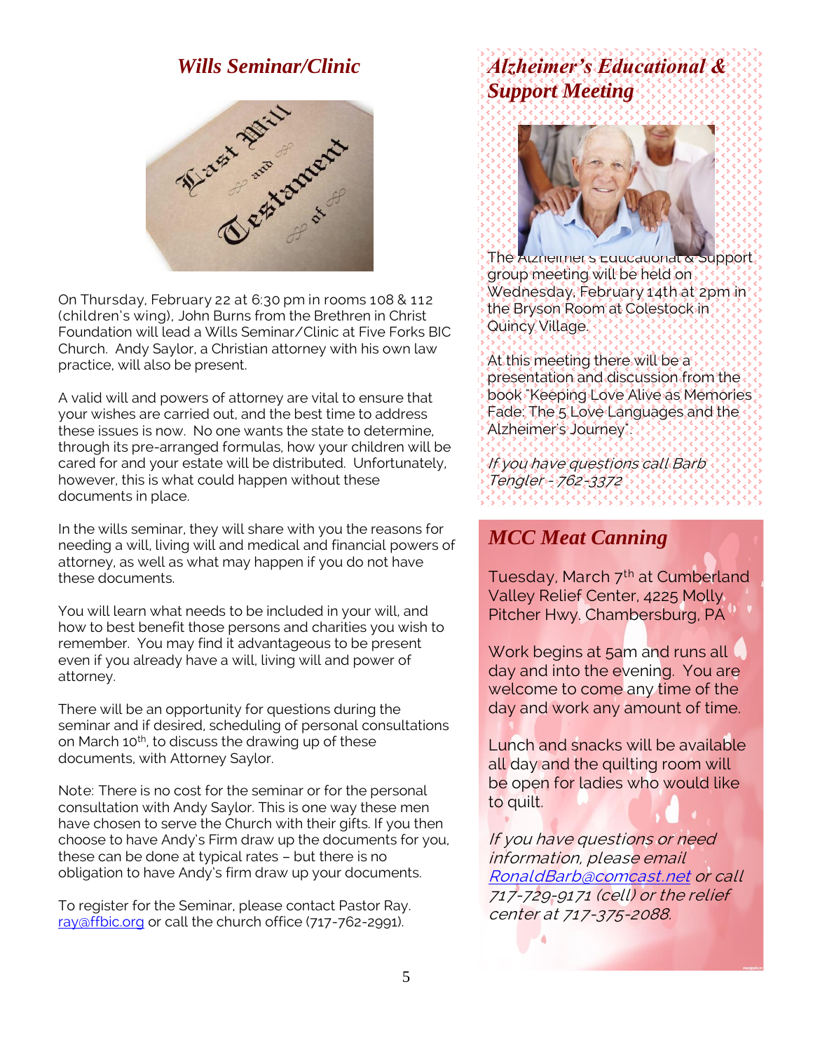## *Wills Seminar/Clinic*

On Thursday, February 22 at 6:30 pm in rooms 108 & 112 (children's wing), John Burns from the Brethren in Christ Foundation will lead a Wills Seminar/Clinic at Five Forks BIC Church. Andy Saylor, a Christian attorney with his own law practice, will also be present.

A valid will and powers of attorney are vital to ensure that your wishes are carried out, and the best time to address these issues is now. No one wants the state to determine, through its pre-arranged formulas, how your children will be cared for and your estate will be distributed. Unfortunately, however, this is what could happen without these documents in place.

In the wills seminar, they will share with you the reasons for needing a will, living will and medical and financial powers of attorney, as well as what may happen if you do not have these documents.

You will learn what needs to be included in your will, and how to best benefit those persons and charities you wish to remember. You may find it advantageous to be present even if you already have a will, living will and power of attorney.

There will be an opportunity for questions during the seminar and if desired, scheduling of personal consultations on March 10th, to discuss the drawing up of these documents, with Attorney Saylor.

Note: There is no cost for the seminar or for the personal consultation with Andy Saylor. This is one way these men have chosen to serve the Church with their gifts. If you then choose to have Andy's Firm draw up the documents for you, these can be done at typical rates – but there is no obligation to have Andy's firm draw up your documents.

To register for the Seminar, please contact Pastor Ray. ray@ffbic.org or call the church office (717-762-2991).

## *Alzheimer's Educational & Support Meeting*

The Alzheimer's Educational & Support group meeting will be held on Wednesday, February 14th at 2pm in the Bryson Room at Colestock in Quincy Village.

At this meeting there will be a presentation and discussion from the book "Keeping Love Alive as Memories Fade: The 5 Love Languages and the Alzheimer's Journey".

*If you have questions call Barb Tengler - 762-3372*

## *MCC Meat Canning*

Tuesday, March 7th at Cumberland Valley Relief Center, 4225 Molly Pitcher Hwy. Chambersburg, PA

Work begins at 5am and runs all day and into the evening. You are welcome to come any time of the day and work any amount of time.

Lunch and snacks will be available all day and the quilting room will be open for ladies who would like to quilt.

*If you have questions or need information, please email RonaldBarb@comcast.net or call 717-729-9171 (cell) or the relief center at 717-375-2088.*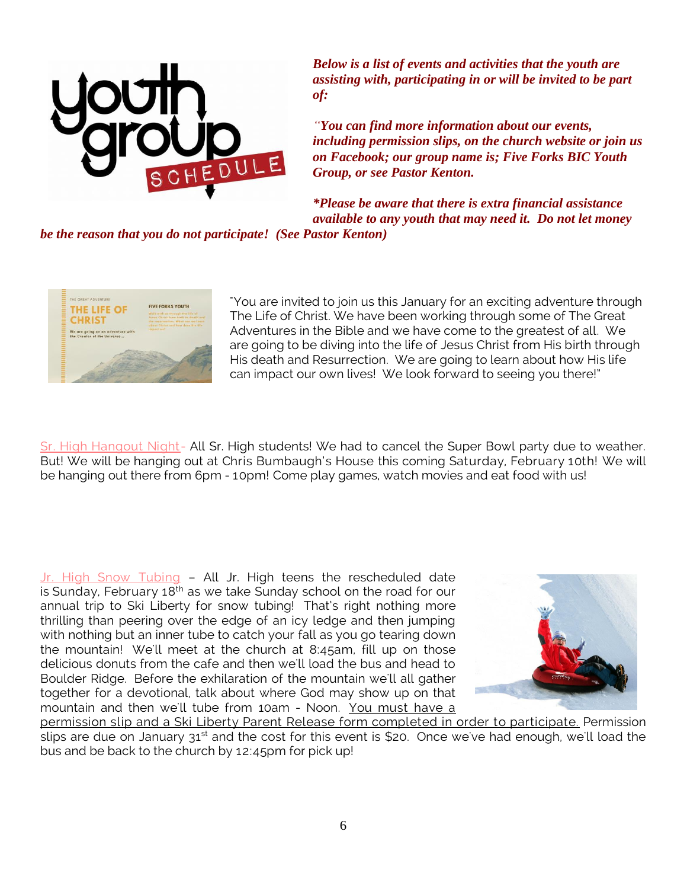***Below is a list of events and activities that the youth are assisting with, participating in or will be invited to be part of:***

***"You can find more information about our events, including permission slips, on the church website or join us on Facebook; our group name is; Five Forks BIC Youth Group, or see Pastor Kenton.***

***\*Please be aware that there is extra financial assistance available to any youth that may need it. Do not let money be the reason that you do not participate! (See Pastor Kenton)***

"You are invited to join us this January for an exciting adventure through The Life of Christ. We have been working through some of The Great Adventures in the Bible and we have come to the greatest of all. We are going to be diving into the life of Jesus Christ from His birth through His death and Resurrection. We are going to learn about how His life can impact our own lives! We look forward to seeing you there!"

Sr. High Hangout Night - All Sr. High students! We had to cancel the Super Bowl party due to weather. But! We will be hanging out at Chris Bumbaugh's House this coming Saturday, February 10th! We will be hanging out there from 6pm - 10pm! Come play games, watch movies and eat food with us!

Jr. High Snow Tubing – All Jr. High teens the rescheduled date is Sunday, February 18th as we take Sunday school on the road for our annual trip to Ski Liberty for snow tubing! That's right nothing more thrilling than peering over the edge of an icy ledge and then jumping with nothing but an inner tube to catch your fall as you go tearing down the mountain! We'll meet at the church at 8:45am, fill up on those delicious donuts from the cafe and then we'll load the bus and head to Boulder Ridge. Before the exhilaration of the mountain we'll all gather together for a devotional, talk about where God may show up on that mountain and then we'll tube from 10am - Noon. You must have a permission slip and a Ski Liberty Parent Release form completed in order to participate. Permission slips are due on January 31st and the cost for this event is $20. Once we've had enough, we'll load the bus and be back to the church by 12:45pm for pick up!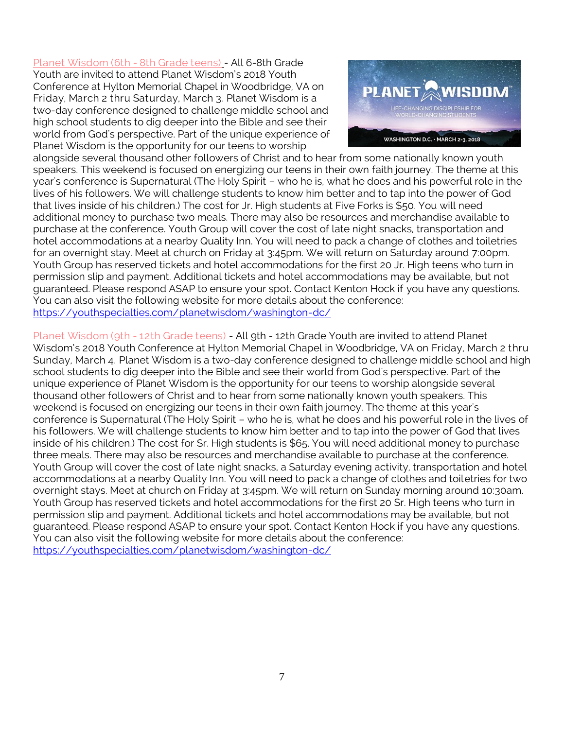Planet Wisdom (6th - 8th Grade teens) - All 6-8th Grade Youth are invited to attend Planet Wisdom's 2018 Youth Conference at Hylton Memorial Chapel in Woodbridge, VA on Friday, March 2 thru Saturday, March 3. Planet Wisdom is a two-day conference designed to challenge middle school and high school students to dig deeper into the Bible and see their world from God's perspective. Part of the unique experience of Planet Wisdom is the opportunity for our teens to worship alongside several thousand other followers of Christ and to hear from some nationally known youth speakers. This weekend is focused on energizing our teens in their own faith journey. The theme at this year's conference is Supernatural (The Holy Spirit – who he is, what he does and his powerful role in the lives of his followers. We will challenge students to know him better and to tap into the power of God that lives inside of his children.) The cost for Jr. High students at Five Forks is $50. You will need additional money to purchase two meals. There may also be resources and merchandise available to purchase at the conference. Youth Group will cover the cost of late night snacks, transportation and hotel accommodations at a nearby Quality Inn. You will need to pack a change of clothes and toiletries for an overnight stay. Meet at church on Friday at 3:45pm. We will return on Saturday around 7:00pm. Youth Group has reserved tickets and hotel accommodations for the first 20 Jr. High teens who turn in permission slip and payment. Additional tickets and hotel accommodations may be available, but not guaranteed. Please respond ASAP to ensure your spot. Contact Kenton Hock if you have any questions. You can also visit the following website for more details about the conference: https://youthspecialties.com/planetwisdom/washington-dc/

Planet Wisdom (9th - 12th Grade teens) - All 9th - 12th Grade Youth are invited to attend Planet Wisdom's 2018 Youth Conference at Hylton Memorial Chapel in Woodbridge, VA on Friday, March 2 thru Sunday, March 4. Planet Wisdom is a two-day conference designed to challenge middle school and high school students to dig deeper into the Bible and see their world from God's perspective. Part of the unique experience of Planet Wisdom is the opportunity for our teens to worship alongside several thousand other followers of Christ and to hear from some nationally known youth speakers. This weekend is focused on energizing our teens in their own faith journey. The theme at this year's conference is Supernatural (The Holy Spirit – who he is, what he does and his powerful role in the lives of his followers. We will challenge students to know him better and to tap into the power of God that lives inside of his children.) The cost for Sr. High students is $65. You will need additional money to purchase three meals. There may also be resources and merchandise available to purchase at the conference. Youth Group will cover the cost of late night snacks, a Saturday evening activity, transportation and hotel accommodations at a nearby Quality Inn. You will need to pack a change of clothes and toiletries for two overnight stays. Meet at church on Friday at 3:45pm. We will return on Sunday morning around 10:30am. Youth Group has reserved tickets and hotel accommodations for the first 20 Sr. High teens who turn in permission slip and payment. Additional tickets and hotel accommodations may be available, but not guaranteed. Please respond ASAP to ensure your spot. Contact Kenton Hock if you have any questions. You can also visit the following website for more details about the conference: https://youthspecialties.com/planetwisdom/washington-dc/